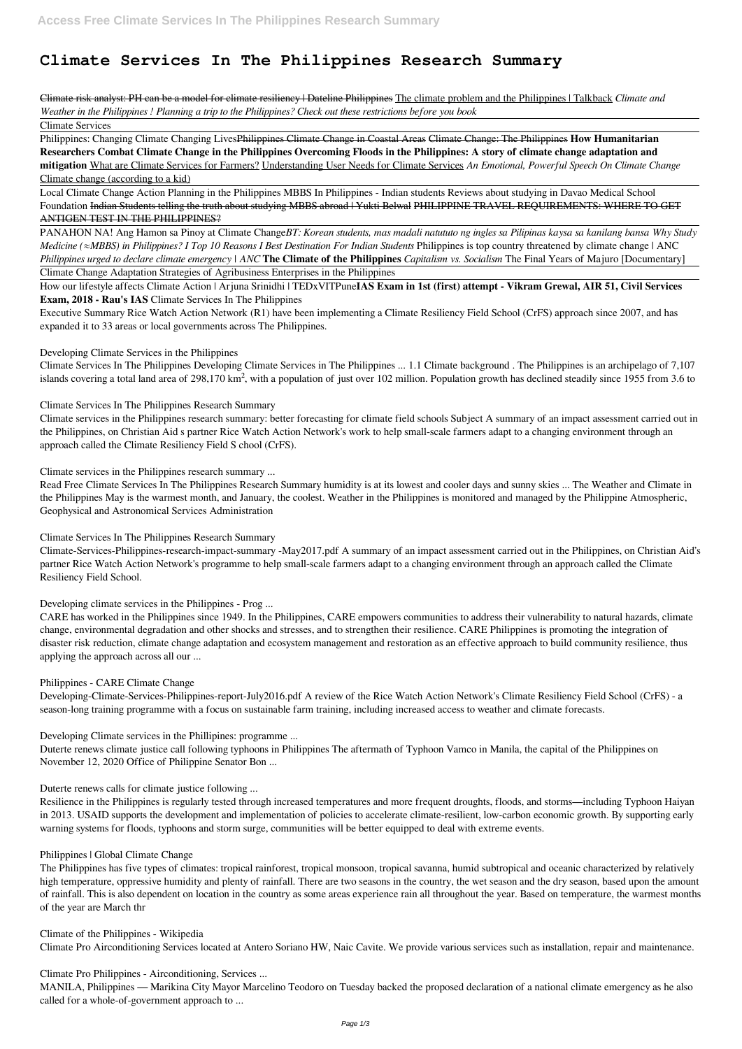# Climate Services In The Philippines Research Summary

Climate risk analyst: PH can be a model for climate resiliency | Dateline Philippines The climate problem and the Philippines | Talkback *Climate and Weather in the Philippines ! Planning a trip to the Philippines? Check out these restrictions before you book*

Climate Services

Philippines: Changing Climate Changing LivesPhilippines Climate Change in Coastal Areas Climate Change: The Philippines **How Humanitarian Researchers Combat Climate Change in the Philippines Overcoming Floods in the Philippines: A story of climate change adaptation and mitigation** What are Climate Services for Farmers? Understanding User Needs for Climate Services *An Emotional, Powerful Speech On Climate Change* Climate change (according to a kid)

Local Climate Change Action Planning in the Philippines MBBS In Philippines - Indian students Reviews about studying in Davao Medical School Foundation Indian Students telling the truth about studying MBBS abroad | Yukti Belwal PHILIPPINE TRAVEL REQUIREMENTS: WHERE TO GET ANTIGEN TEST IN THE PHILIPPINES?

PANAHON NA! Ang Hamon sa Pinoy at Climate Change*BT: Korean students, mas madali natututo ng ingles sa Pilipinas kaysa sa kanilang bansa Why Study Medicine (≈MBBS) in Philippines? I Top 10 Reasons I Best Destination For Indian Students* Philippines is top country threatened by climate change | ANC *Philippines urged to declare climate emergency | ANC* **The Climate of the Philippines** *Capitalism vs. Socialism* The Final Years of Majuro [Documentary]

Climate Change Adaptation Strategies of Agribusiness Enterprises in the Philippines

How our lifestyle affects Climate Action | Arjuna Srinidhi | TEDxVITPune**IAS Exam in 1st (first) attempt - Vikram Grewal, AIR 51, Civil Services Exam, 2018 - Rau's IAS** Climate Services In The Philippines

Executive Summary Rice Watch Action Network (R1) have been implementing a Climate Resiliency Field School (CrFS) approach since 2007, and has expanded it to 33 areas or local governments across The Philippines.

Developing Climate Services in the Philippines

Climate Services In The Philippines Developing Climate Services in The Philippines ... 1.1 Climate background . The Philippines is an archipelago of 7,107 islands covering a total land area of 298,170 km$^2$, with a population of just over 102 million. Population growth has declined steadily since 1955 from 3.6 to

Climate Services In The Philippines Research Summary

Climate services in the Philippines research summary: better forecasting for climate field schools Subject A summary of an impact assessment carried out in the Philippines, on Christian Aid s partner Rice Watch Action Network's work to help small-scale farmers adapt to a changing environment through an approach called the Climate Resiliency Field S chool (CrFS).

Climate services in the Philippines research summary ...

Read Free Climate Services In The Philippines Research Summary humidity is at its lowest and cooler days and sunny skies ... The Weather and Climate in the Philippines May is the warmest month, and January, the coolest. Weather in the Philippines is monitored and managed by the Philippine Atmospheric, Geophysical and Astronomical Services Administration

Climate Services In The Philippines Research Summary

Climate-Services-Philippines-research-impact-summary -May2017.pdf A summary of an impact assessment carried out in the Philippines, on Christian Aid's partner Rice Watch Action Network's programme to help small-scale farmers adapt to a changing environment through an approach called the Climate Resiliency Field School.

Developing climate services in the Philippines - Prog ...

CARE has worked in the Philippines since 1949. In the Philippines, CARE empowers communities to address their vulnerability to natural hazards, climate change, environmental degradation and other shocks and stresses, and to strengthen their resilience. CARE Philippines is promoting the integration of disaster risk reduction, climate change adaptation and ecosystem management and restoration as an effective approach to build community resilience, thus applying the approach across all our ...

Philippines - CARE Climate Change

Developing-Climate-Services-Philippines-report-July2016.pdf A review of the Rice Watch Action Network's Climate Resiliency Field School (CrFS) - a season-long training programme with a focus on sustainable farm training, including increased access to weather and climate forecasts.

Developing Climate services in the Phillipines: programme ...

Duterte renews climate justice call following typhoons in Philippines The aftermath of Typhoon Vamco in Manila, the capital of the Philippines on November 12, 2020 Office of Philippine Senator Bon ...

Duterte renews calls for climate justice following ...

Resilience in the Philippines is regularly tested through increased temperatures and more frequent droughts, floods, and storms—including Typhoon Haiyan in 2013. USAID supports the development and implementation of policies to accelerate climate-resilient, low-carbon economic growth. By supporting early warning systems for floods, typhoons and storm surge, communities will be better equipped to deal with extreme events.

Philippines | Global Climate Change

The Philippines has five types of climates: tropical rainforest, tropical monsoon, tropical savanna, humid subtropical and oceanic characterized by relatively high temperature, oppressive humidity and plenty of rainfall. There are two seasons in the country, the wet season and the dry season, based upon the amount of rainfall. This is also dependent on location in the country as some areas experience rain all throughout the year. Based on temperature, the warmest months of the year are March thr

Climate of the Philippines - Wikipedia

Climate Pro Airconditioning Services located at Antero Soriano HW, Naic Cavite. We provide various services such as installation, repair and maintenance.

Climate Pro Philippines - Airconditioning, Services ...

MANILA, Philippines — Marikina City Mayor Marcelino Teodoro on Tuesday backed the proposed declaration of a national climate emergency as he also called for a whole-of-government approach to ...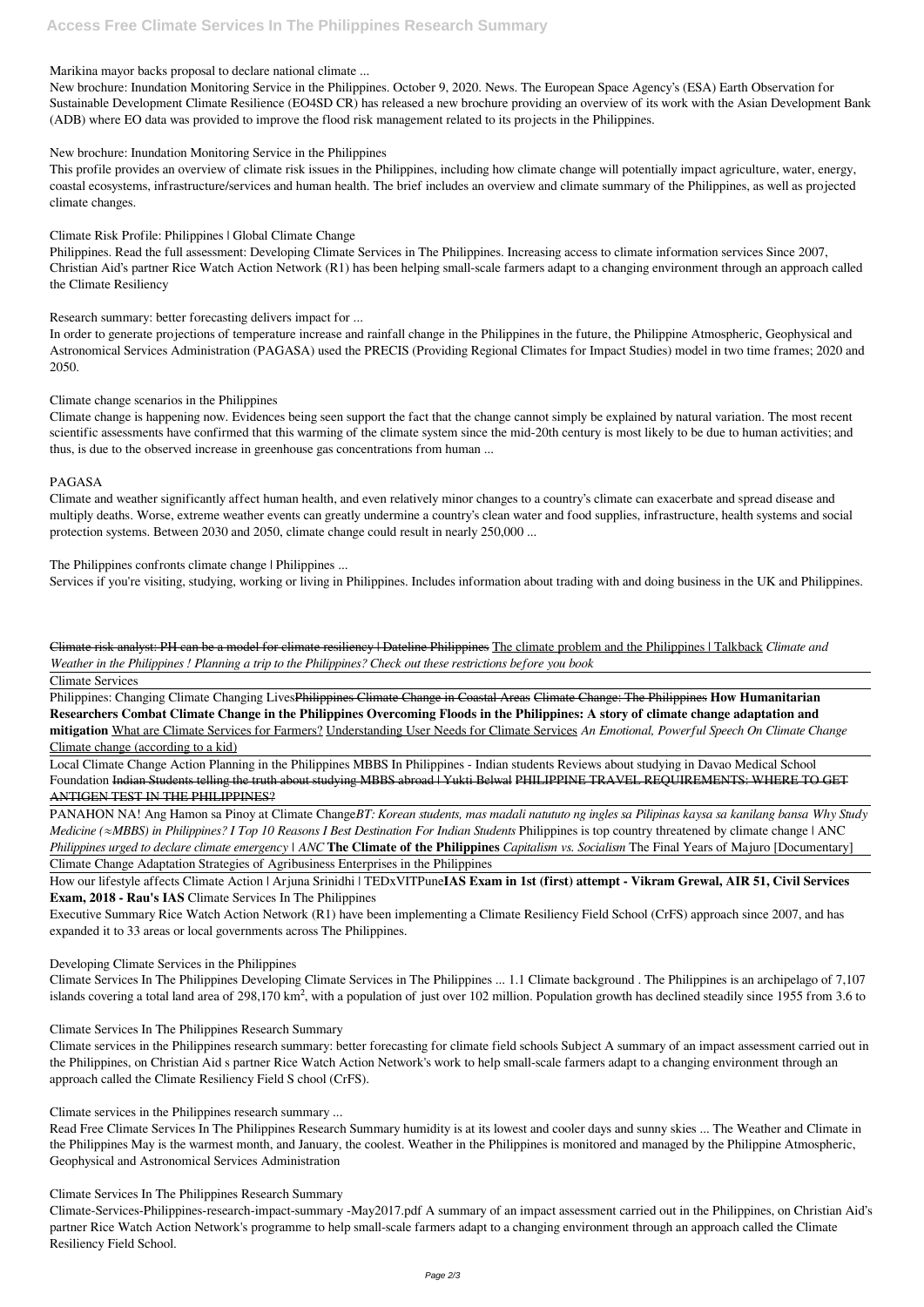Marikina mayor backs proposal to declare national climate ...

New brochure: Inundation Monitoring Service in the Philippines. October 9, 2020. News. The European Space Agency's (ESA) Earth Observation for Sustainable Development Climate Resilience (EO4SD CR) has released a new brochure providing an overview of its work with the Asian Development Bank (ADB) where EO data was provided to improve the flood risk management related to its projects in the Philippines.

New brochure: Inundation Monitoring Service in the Philippines

This profile provides an overview of climate risk issues in the Philippines, including how climate change will potentially impact agriculture, water, energy, coastal ecosystems, infrastructure/services and human health. The brief includes an overview and climate summary of the Philippines, as well as projected climate changes.

Climate Risk Profile: Philippines | Global Climate Change

Philippines. Read the full assessment: Developing Climate Services in The Philippines. Increasing access to climate information services Since 2007, Christian Aid's partner Rice Watch Action Network (R1) has been helping small-scale farmers adapt to a changing environment through an approach called the Climate Resiliency

Research summary: better forecasting delivers impact for ...

In order to generate projections of temperature increase and rainfall change in the Philippines in the future, the Philippine Atmospheric, Geophysical and Astronomical Services Administration (PAGASA) used the PRECIS (Providing Regional Climates for Impact Studies) model in two time frames; 2020 and 2050.

Climate change scenarios in the Philippines

Climate change is happening now. Evidences being seen support the fact that the change cannot simply be explained by natural variation. The most recent scientific assessments have confirmed that this warming of the climate system since the mid-20th century is most likely to be due to human activities; and thus, is due to the observed increase in greenhouse gas concentrations from human ...

PAGASA

Climate and weather significantly affect human health, and even relatively minor changes to a country's climate can exacerbate and spread disease and multiply deaths. Worse, extreme weather events can greatly undermine a country's clean water and food supplies, infrastructure, health systems and social protection systems. Between 2030 and 2050, climate change could result in nearly 250,000 ...

The Philippines confronts climate change | Philippines ...

Services if you're visiting, studying, working or living in Philippines. Includes information about trading with and doing business in the UK and Philippines.

~~Climate risk analyst: PH can be a model for climate resiliency | Dateline Philippines~~ The climate problem and the Philippines | Talkback *Climate and Weather in the Philippines ! Planning a trip to the Philippines? Check out these restrictions before you book*

Climate Services

Philippines: Changing Climate Changing Lives~~Philippines Climate Change in Coastal Areas~~ ~~Climate Change: The Philippines~~ **How Humanitarian Researchers Combat Climate Change in the Philippines Overcoming Floods in the Philippines: A story of climate change adaptation and mitigation** What are Climate Services for Farmers? Understanding User Needs for Climate Services *An Emotional, Powerful Speech On Climate Change* Climate change (according to a kid)

Local Climate Change Action Planning in the Philippines MBBS In Philippines - Indian students Reviews about studying in Davao Medical School Foundation ~~Indian Students telling the truth about studying MBBS abroad | Yukti Belwal~~ ~~PHILIPPINE TRAVEL REQUIREMENTS: WHERE TO GET ANTIGEN TEST IN THE PHILIPPINES?~~

PANAHON NA! Ang Hamon sa Pinoy at Climate Change*BT: Korean students, mas madali natututo ng ingles sa Pilipinas kaysa sa kanilang bansa Why Study Medicine (≈MBBS) in Philippines? I Top 10 Reasons I Best Destination For Indian Students* Philippines is top country threatened by climate change | ANC *Philippines urged to declare climate emergency | ANC* **The Climate of the Philippines** *Capitalism vs. Socialism* The Final Years of Majuro [Documentary]

Climate Change Adaptation Strategies of Agribusiness Enterprises in the Philippines

How our lifestyle affects Climate Action | Arjuna Srinidhi | TEDxVITPune**IAS Exam in 1st (first) attempt - Vikram Grewal, AIR 51, Civil Services Exam, 2018 - Rau's IAS** Climate Services In The Philippines

Executive Summary Rice Watch Action Network (R1) have been implementing a Climate Resiliency Field School (CrFS) approach since 2007, and has expanded it to 33 areas or local governments across The Philippines.

Developing Climate Services in the Philippines

Climate Services In The Philippines Developing Climate Services in The Philippines ... 1.1 Climate background . The Philippines is an archipelago of 7,107 islands covering a total land area of 298,170 km$^2$, with a population of just over 102 million. Population growth has declined steadily since 1955 from 3.6 to

Climate Services In The Philippines Research Summary

Climate services in the Philippines research summary: better forecasting for climate field schools Subject A summary of an impact assessment carried out in the Philippines, on Christian Aid s partner Rice Watch Action Network's work to help small-scale farmers adapt to a changing environment through an approach called the Climate Resiliency Field S chool (CrFS).

Climate services in the Philippines research summary ...

Read Free Climate Services In The Philippines Research Summary humidity is at its lowest and cooler days and sunny skies ... The Weather and Climate in the Philippines May is the warmest month, and January, the coolest. Weather in the Philippines is monitored and managed by the Philippine Atmospheric, Geophysical and Astronomical Services Administration

Climate Services In The Philippines Research Summary

Climate-Services-Philippines-research-impact-summary -May2017.pdf A summary of an impact assessment carried out in the Philippines, on Christian Aid's partner Rice Watch Action Network's programme to help small-scale farmers adapt to a changing environment through an approach called the Climate Resiliency Field School.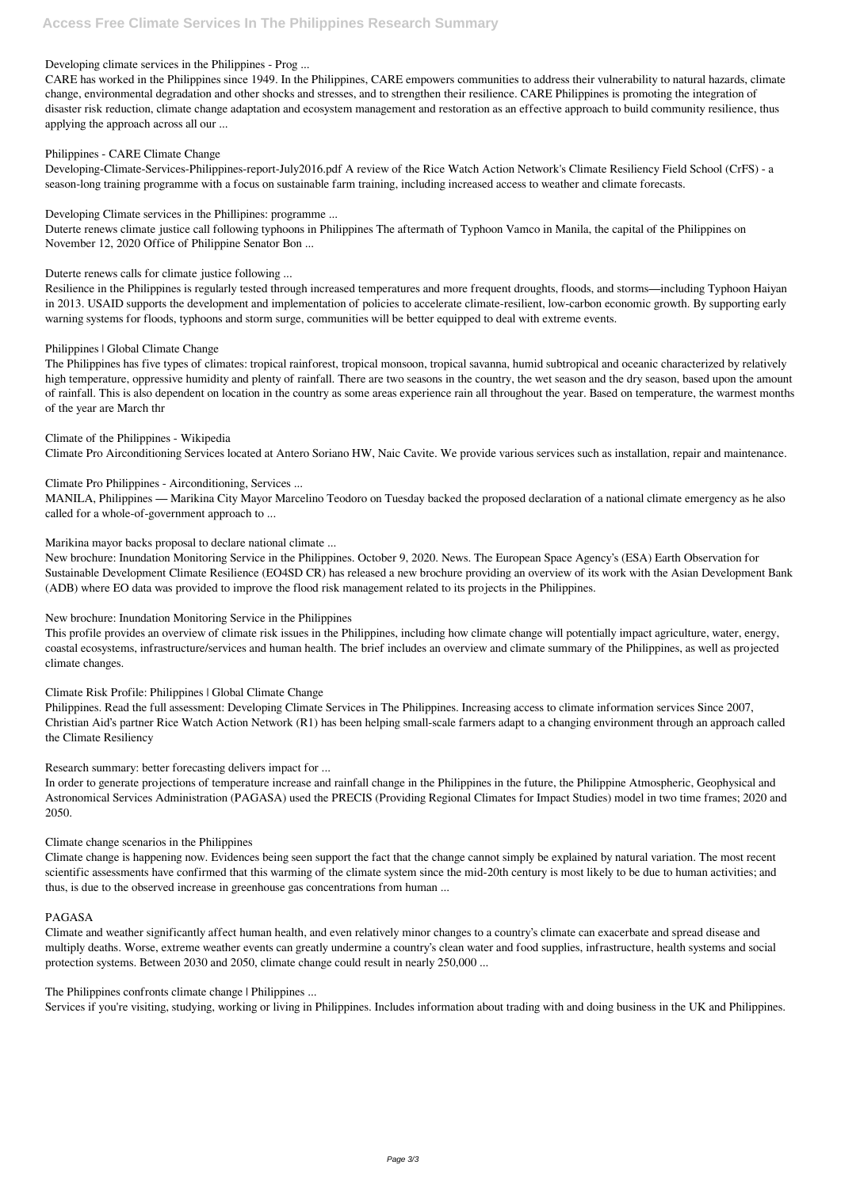Developing climate services in the Philippines - Prog ...

CARE has worked in the Philippines since 1949. In the Philippines, CARE empowers communities to address their vulnerability to natural hazards, climate change, environmental degradation and other shocks and stresses, and to strengthen their resilience. CARE Philippines is promoting the integration of disaster risk reduction, climate change adaptation and ecosystem management and restoration as an effective approach to build community resilience, thus applying the approach across all our ...

Philippines - CARE Climate Change

Developing-Climate-Services-Philippines-report-July2016.pdf A review of the Rice Watch Action Network's Climate Resiliency Field School (CrFS) - a season-long training programme with a focus on sustainable farm training, including increased access to weather and climate forecasts.

Developing Climate services in the Phillipines: programme ...

Duterte renews climate justice call following typhoons in Philippines The aftermath of Typhoon Vamco in Manila, the capital of the Philippines on November 12, 2020 Office of Philippine Senator Bon ...

Duterte renews calls for climate justice following ...

Resilience in the Philippines is regularly tested through increased temperatures and more frequent droughts, floods, and storms—including Typhoon Haiyan in 2013. USAID supports the development and implementation of policies to accelerate climate-resilient, low-carbon economic growth. By supporting early warning systems for floods, typhoons and storm surge, communities will be better equipped to deal with extreme events.

Philippines | Global Climate Change

The Philippines has five types of climates: tropical rainforest, tropical monsoon, tropical savanna, humid subtropical and oceanic characterized by relatively high temperature, oppressive humidity and plenty of rainfall. There are two seasons in the country, the wet season and the dry season, based upon the amount of rainfall. This is also dependent on location in the country as some areas experience rain all throughout the year. Based on temperature, the warmest months of the year are March thr

Climate of the Philippines - Wikipedia

Climate Pro Airconditioning Services located at Antero Soriano HW, Naic Cavite. We provide various services such as installation, repair and maintenance.

Climate Pro Philippines - Airconditioning, Services ...

MANILA, Philippines — Marikina City Mayor Marcelino Teodoro on Tuesday backed the proposed declaration of a national climate emergency as he also called for a whole-of-government approach to ...

Marikina mayor backs proposal to declare national climate ...

New brochure: Inundation Monitoring Service in the Philippines. October 9, 2020. News. The European Space Agency's (ESA) Earth Observation for Sustainable Development Climate Resilience (EO4SD CR) has released a new brochure providing an overview of its work with the Asian Development Bank (ADB) where EO data was provided to improve the flood risk management related to its projects in the Philippines.

New brochure: Inundation Monitoring Service in the Philippines

This profile provides an overview of climate risk issues in the Philippines, including how climate change will potentially impact agriculture, water, energy, coastal ecosystems, infrastructure/services and human health. The brief includes an overview and climate summary of the Philippines, as well as projected climate changes.

Climate Risk Profile: Philippines | Global Climate Change

Philippines. Read the full assessment: Developing Climate Services in The Philippines. Increasing access to climate information services Since 2007, Christian Aid's partner Rice Watch Action Network (R1) has been helping small-scale farmers adapt to a changing environment through an approach called the Climate Resiliency

Research summary: better forecasting delivers impact for ...

In order to generate projections of temperature increase and rainfall change in the Philippines in the future, the Philippine Atmospheric, Geophysical and Astronomical Services Administration (PAGASA) used the PRECIS (Providing Regional Climates for Impact Studies) model in two time frames; 2020 and 2050.

Climate change scenarios in the Philippines

Climate change is happening now. Evidences being seen support the fact that the change cannot simply be explained by natural variation. The most recent scientific assessments have confirmed that this warming of the climate system since the mid-20th century is most likely to be due to human activities; and thus, is due to the observed increase in greenhouse gas concentrations from human ...

PAGASA

Climate and weather significantly affect human health, and even relatively minor changes to a country's climate can exacerbate and spread disease and multiply deaths. Worse, extreme weather events can greatly undermine a country's clean water and food supplies, infrastructure, health systems and social protection systems. Between 2030 and 2050, climate change could result in nearly 250,000 ...

The Philippines confronts climate change | Philippines ...

Services if you're visiting, studying, working or living in Philippines. Includes information about trading with and doing business in the UK and Philippines.